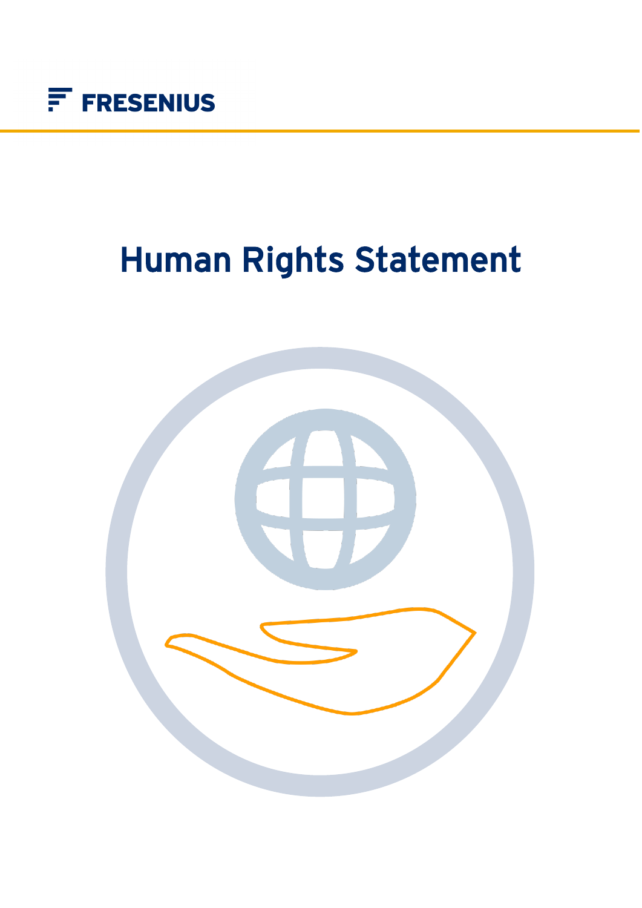FRESENIUS

# Human Rights Statement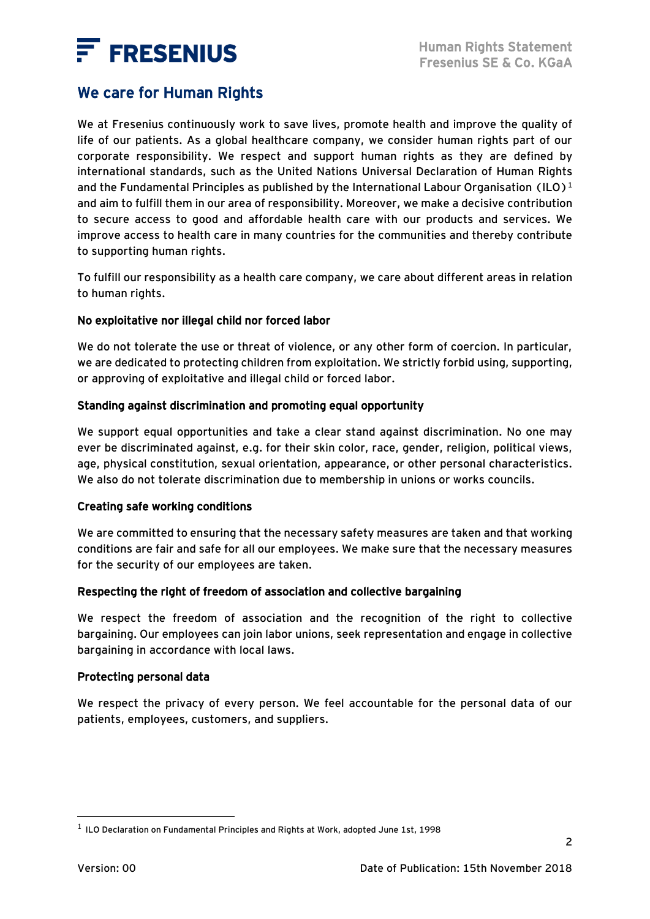## We care for Human Rights

We at Fresenius continuously work to save lives, promote health and improve the quality of life of our patients. As a global healthcare company, we consider human rights part of our corporate responsibility. We respect and support human rights as they are defined by international standards, such as the United Nations Universal Declaration of Human Rights and the Fundamental Principles as published by the International Labour Organisation (ILO)[1] and aim to fulfill them in our area of responsibility. Moreover, we make a decisive contribution to secure access to good and affordable health care with our products and services. We improve access to health care in many countries for the communities and thereby contribute to supporting human rights.

To fulfill our responsibility as a health care company, we care about different areas in relation to human rights.

### No exploitative nor illegal child nor forced labor

We do not tolerate the use or threat of violence, or any other form of coercion. In particular, we are dedicated to protecting children from exploitation. We strictly forbid using, supporting, or approving of exploitative and illegal child or forced labor.

### Standing against discrimination and promoting equal opportunity

We support equal opportunities and take a clear stand against discrimination. No one may ever be discriminated against, e.g. for their skin color, race, gender, religion, political views, age, physical constitution, sexual orientation, appearance, or other personal characteristics. We also do not tolerate discrimination due to membership in unions or works councils.

### Creating safe working conditions

We are committed to ensuring that the necessary safety measures are taken and that working conditions are fair and safe for all our employees. We make sure that the necessary measures for the security of our employees are taken.

### Respecting the right of freedom of association and collective bargaining

We respect the freedom of association and the recognition of the right to collective bargaining. Our employees can join labor unions, seek representation and engage in collective bargaining in accordance with local laws.

### Protecting personal data

We respect the privacy of every person. We feel accountable for the personal data of our patients, employees, customers, and suppliers.

---

[1] ILO Declaration on Fundamental Principles and Rights at Work, adopted June 1st, 1998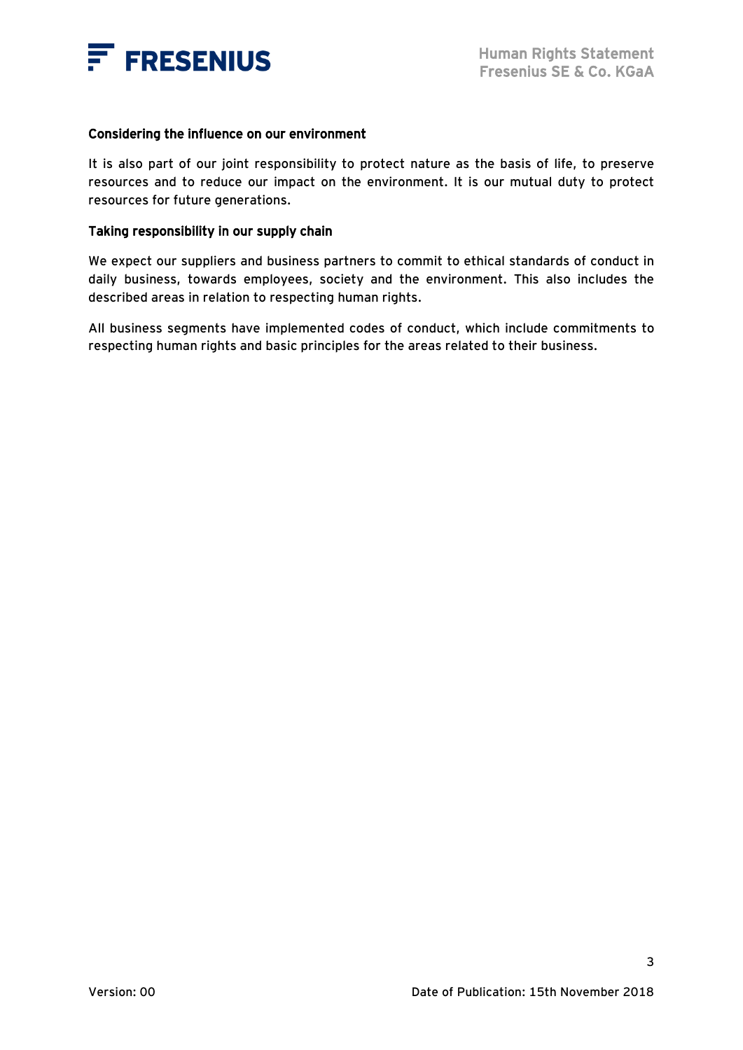### Considering the influence on our environment

It is also part of our joint responsibility to protect nature as the basis of life, to preserve resources and to reduce our impact on the environment. It is our mutual duty to protect resources for future generations.

### Taking responsibility in our supply chain

We expect our suppliers and business partners to commit to ethical standards of conduct in daily business, towards employees, society and the environment. This also includes the described areas in relation to respecting human rights.

All business segments have implemented codes of conduct, which include commitments to respecting human rights and basic principles for the areas related to their business.

Version: 00

Date of Publication: 15th November 2018